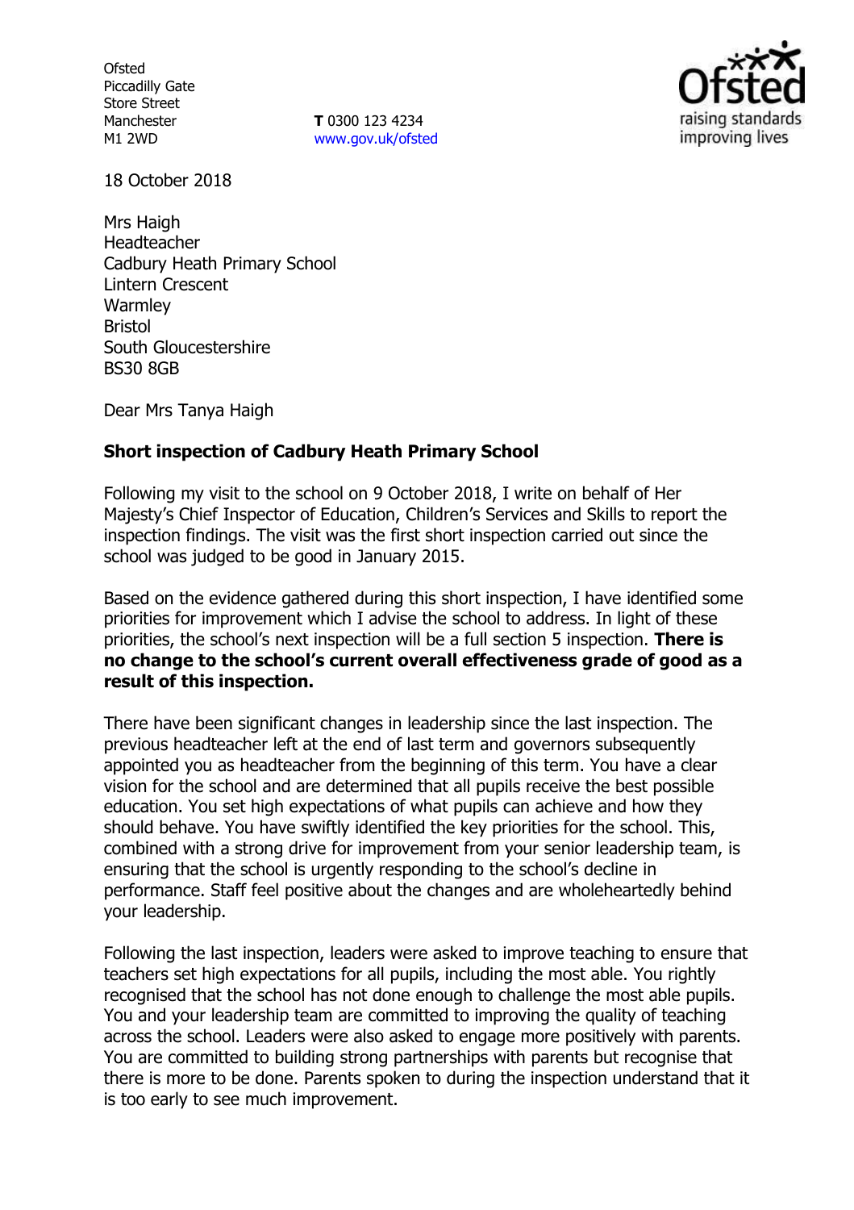Ofsted
Piccadilly Gate
Store Street
Manchester
M1 2WD

**T** 0300 123 4234
www.gov.uk/ofsted

18 October 2018

Mrs Haigh
Headteacher
Cadbury Heath Primary School
Lintern Crescent
Warmley
Bristol
South Gloucestershire
BS30 8GB

Dear Mrs Tanya Haigh

**Short inspection of Cadbury Heath Primary School**

Following my visit to the school on 9 October 2018, I write on behalf of Her Majesty's Chief Inspector of Education, Children's Services and Skills to report the inspection findings. The visit was the first short inspection carried out since the school was judged to be good in January 2015.

Based on the evidence gathered during this short inspection, I have identified some priorities for improvement which I advise the school to address. In light of these priorities, the school's next inspection will be a full section 5 inspection. **There is no change to the school's current overall effectiveness grade of good as a result of this inspection.**

There have been significant changes in leadership since the last inspection. The previous headteacher left at the end of last term and governors subsequently appointed you as headteacher from the beginning of this term. You have a clear vision for the school and are determined that all pupils receive the best possible education. You set high expectations of what pupils can achieve and how they should behave. You have swiftly identified the key priorities for the school. This, combined with a strong drive for improvement from your senior leadership team, is ensuring that the school is urgently responding to the school's decline in performance. Staff feel positive about the changes and are wholeheartedly behind your leadership.

Following the last inspection, leaders were asked to improve teaching to ensure that teachers set high expectations for all pupils, including the most able. You rightly recognised that the school has not done enough to challenge the most able pupils. You and your leadership team are committed to improving the quality of teaching across the school. Leaders were also asked to engage more positively with parents. You are committed to building strong partnerships with parents but recognise that there is more to be done. Parents spoken to during the inspection understand that it is too early to see much improvement.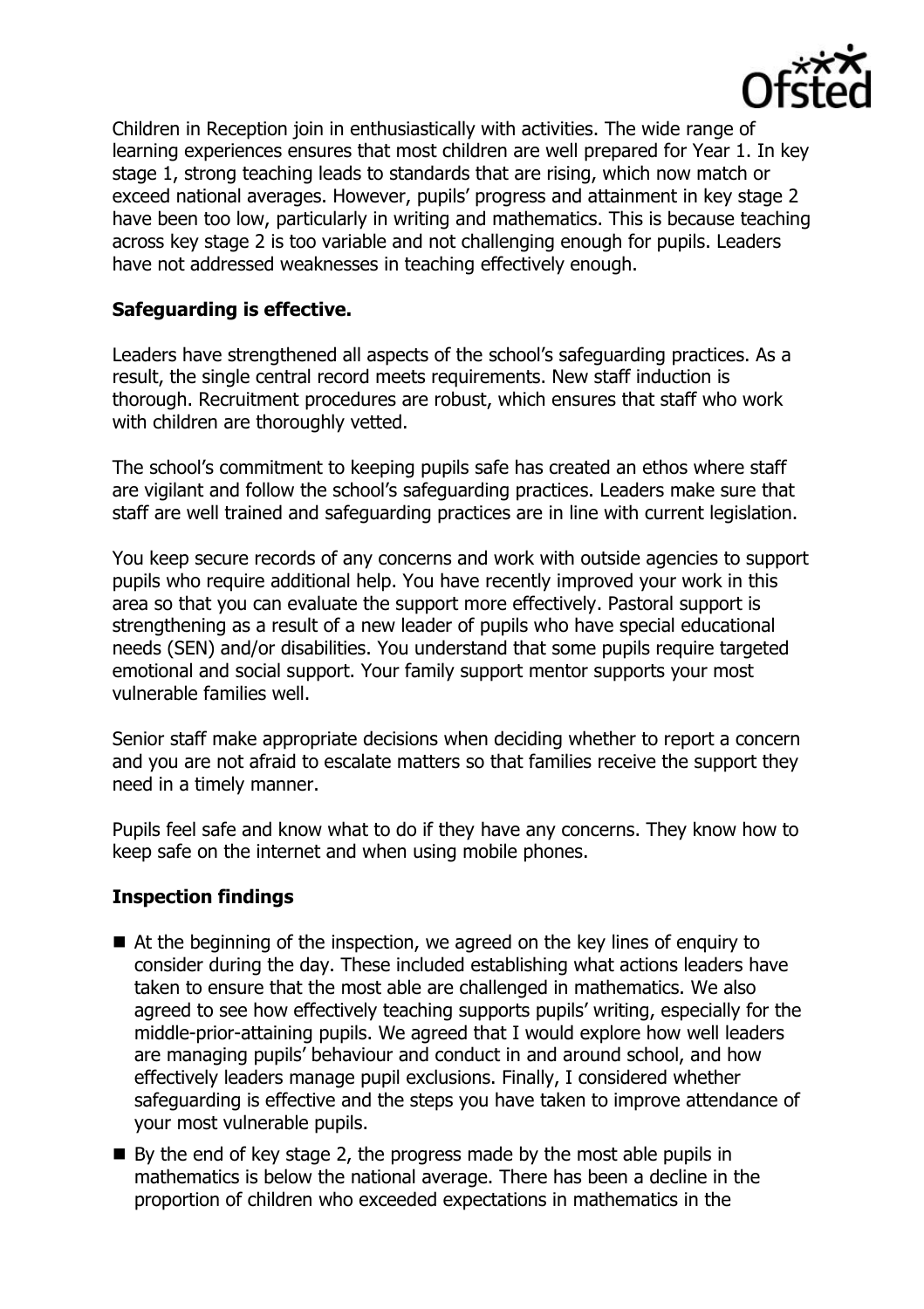Children in Reception join in enthusiastically with activities. The wide range of learning experiences ensures that most children are well prepared for Year 1. In key stage 1, strong teaching leads to standards that are rising, which now match or exceed national averages. However, pupils' progress and attainment in key stage 2 have been too low, particularly in writing and mathematics. This is because teaching across key stage 2 is too variable and not challenging enough for pupils. Leaders have not addressed weaknesses in teaching effectively enough.

**Safeguarding is effective.**

Leaders have strengthened all aspects of the school's safeguarding practices. As a result, the single central record meets requirements. New staff induction is thorough. Recruitment procedures are robust, which ensures that staff who work with children are thoroughly vetted.

The school's commitment to keeping pupils safe has created an ethos where staff are vigilant and follow the school's safeguarding practices. Leaders make sure that staff are well trained and safeguarding practices are in line with current legislation.

You keep secure records of any concerns and work with outside agencies to support pupils who require additional help. You have recently improved your work in this area so that you can evaluate the support more effectively. Pastoral support is strengthening as a result of a new leader of pupils who have special educational needs (SEN) and/or disabilities. You understand that some pupils require targeted emotional and social support. Your family support mentor supports your most vulnerable families well.

Senior staff make appropriate decisions when deciding whether to report a concern and you are not afraid to escalate matters so that families receive the support they need in a timely manner.

Pupils feel safe and know what to do if they have any concerns. They know how to keep safe on the internet and when using mobile phones.

**Inspection findings**

- At the beginning of the inspection, we agreed on the key lines of enquiry to consider during the day. These included establishing what actions leaders have taken to ensure that the most able are challenged in mathematics. We also agreed to see how effectively teaching supports pupils' writing, especially for the middle-prior-attaining pupils. We agreed that I would explore how well leaders are managing pupils' behaviour and conduct in and around school, and how effectively leaders manage pupil exclusions. Finally, I considered whether safeguarding is effective and the steps you have taken to improve attendance of your most vulnerable pupils.
- By the end of key stage 2, the progress made by the most able pupils in mathematics is below the national average. There has been a decline in the proportion of children who exceeded expectations in mathematics in the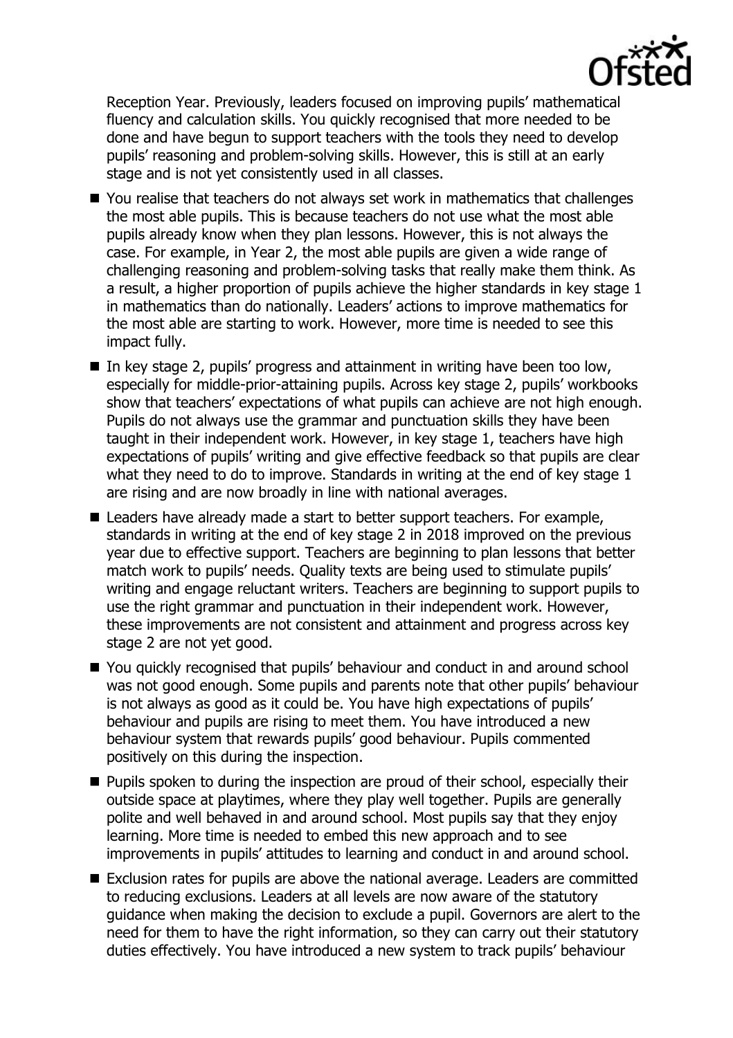Reception Year. Previously, leaders focused on improving pupils' mathematical fluency and calculation skills. You quickly recognised that more needed to be done and have begun to support teachers with the tools they need to develop pupils' reasoning and problem-solving skills. However, this is still at an early stage and is not yet consistently used in all classes.

- You realise that teachers do not always set work in mathematics that challenges the most able pupils. This is because teachers do not use what the most able pupils already know when they plan lessons. However, this is not always the case. For example, in Year 2, the most able pupils are given a wide range of challenging reasoning and problem-solving tasks that really make them think. As a result, a higher proportion of pupils achieve the higher standards in key stage 1 in mathematics than do nationally. Leaders' actions to improve mathematics for the most able are starting to work. However, more time is needed to see this impact fully.
- In key stage 2, pupils' progress and attainment in writing have been too low, especially for middle-prior-attaining pupils. Across key stage 2, pupils' workbooks show that teachers' expectations of what pupils can achieve are not high enough. Pupils do not always use the grammar and punctuation skills they have been taught in their independent work. However, in key stage 1, teachers have high expectations of pupils' writing and give effective feedback so that pupils are clear what they need to do to improve. Standards in writing at the end of key stage 1 are rising and are now broadly in line with national averages.
- Leaders have already made a start to better support teachers. For example, standards in writing at the end of key stage 2 in 2018 improved on the previous year due to effective support. Teachers are beginning to plan lessons that better match work to pupils' needs. Quality texts are being used to stimulate pupils' writing and engage reluctant writers. Teachers are beginning to support pupils to use the right grammar and punctuation in their independent work. However, these improvements are not consistent and attainment and progress across key stage 2 are not yet good.
- You quickly recognised that pupils' behaviour and conduct in and around school was not good enough. Some pupils and parents note that other pupils' behaviour is not always as good as it could be. You have high expectations of pupils' behaviour and pupils are rising to meet them. You have introduced a new behaviour system that rewards pupils' good behaviour. Pupils commented positively on this during the inspection.
- Pupils spoken to during the inspection are proud of their school, especially their outside space at playtimes, where they play well together. Pupils are generally polite and well behaved in and around school. Most pupils say that they enjoy learning. More time is needed to embed this new approach and to see improvements in pupils' attitudes to learning and conduct in and around school.
- Exclusion rates for pupils are above the national average. Leaders are committed to reducing exclusions. Leaders at all levels are now aware of the statutory guidance when making the decision to exclude a pupil. Governors are alert to the need for them to have the right information, so they can carry out their statutory duties effectively. You have introduced a new system to track pupils' behaviour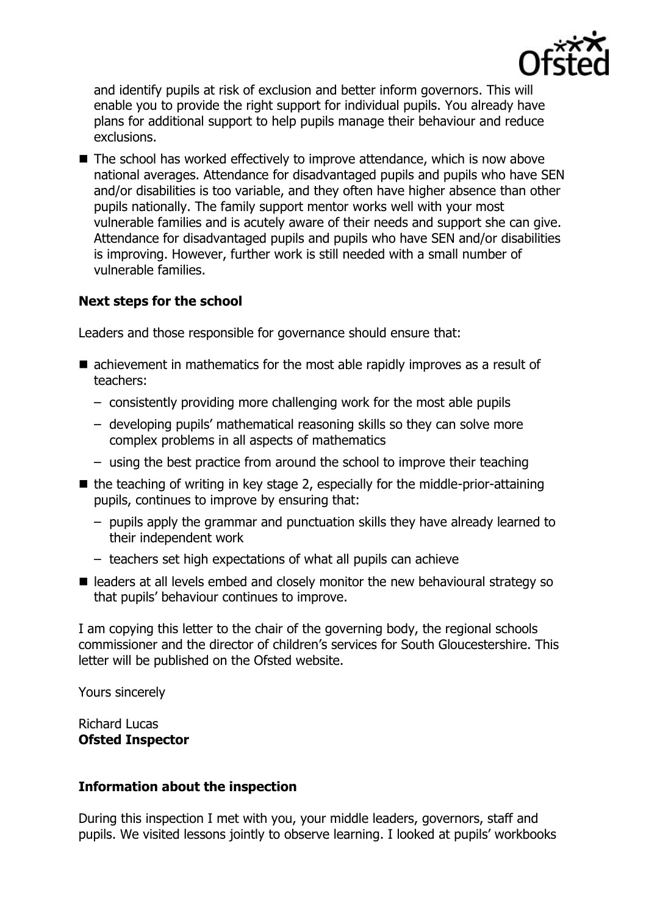and identify pupils at risk of exclusion and better inform governors. This will enable you to provide the right support for individual pupils. You already have plans for additional support to help pupils manage their behaviour and reduce exclusions.

- The school has worked effectively to improve attendance, which is now above national averages. Attendance for disadvantaged pupils and pupils who have SEN and/or disabilities is too variable, and they often have higher absence than other pupils nationally. The family support mentor works well with your most vulnerable families and is acutely aware of their needs and support she can give. Attendance for disadvantaged pupils and pupils who have SEN and/or disabilities is improving. However, further work is still needed with a small number of vulnerable families.

### Next steps for the school

Leaders and those responsible for governance should ensure that:

- achievement in mathematics for the most able rapidly improves as a result of teachers:
  - consistently providing more challenging work for the most able pupils
  - developing pupils' mathematical reasoning skills so they can solve more complex problems in all aspects of mathematics
  - using the best practice from around the school to improve their teaching
- the teaching of writing in key stage 2, especially for the middle-prior-attaining pupils, continues to improve by ensuring that:
  - pupils apply the grammar and punctuation skills they have already learned to their independent work
  - teachers set high expectations of what all pupils can achieve
- leaders at all levels embed and closely monitor the new behavioural strategy so that pupils' behaviour continues to improve.

I am copying this letter to the chair of the governing body, the regional schools commissioner and the director of children's services for South Gloucestershire. This letter will be published on the Ofsted website.

Yours sincerely

Richard Lucas
**Ofsted Inspector**

### Information about the inspection

During this inspection I met with you, your middle leaders, governors, staff and pupils. We visited lessons jointly to observe learning. I looked at pupils' workbooks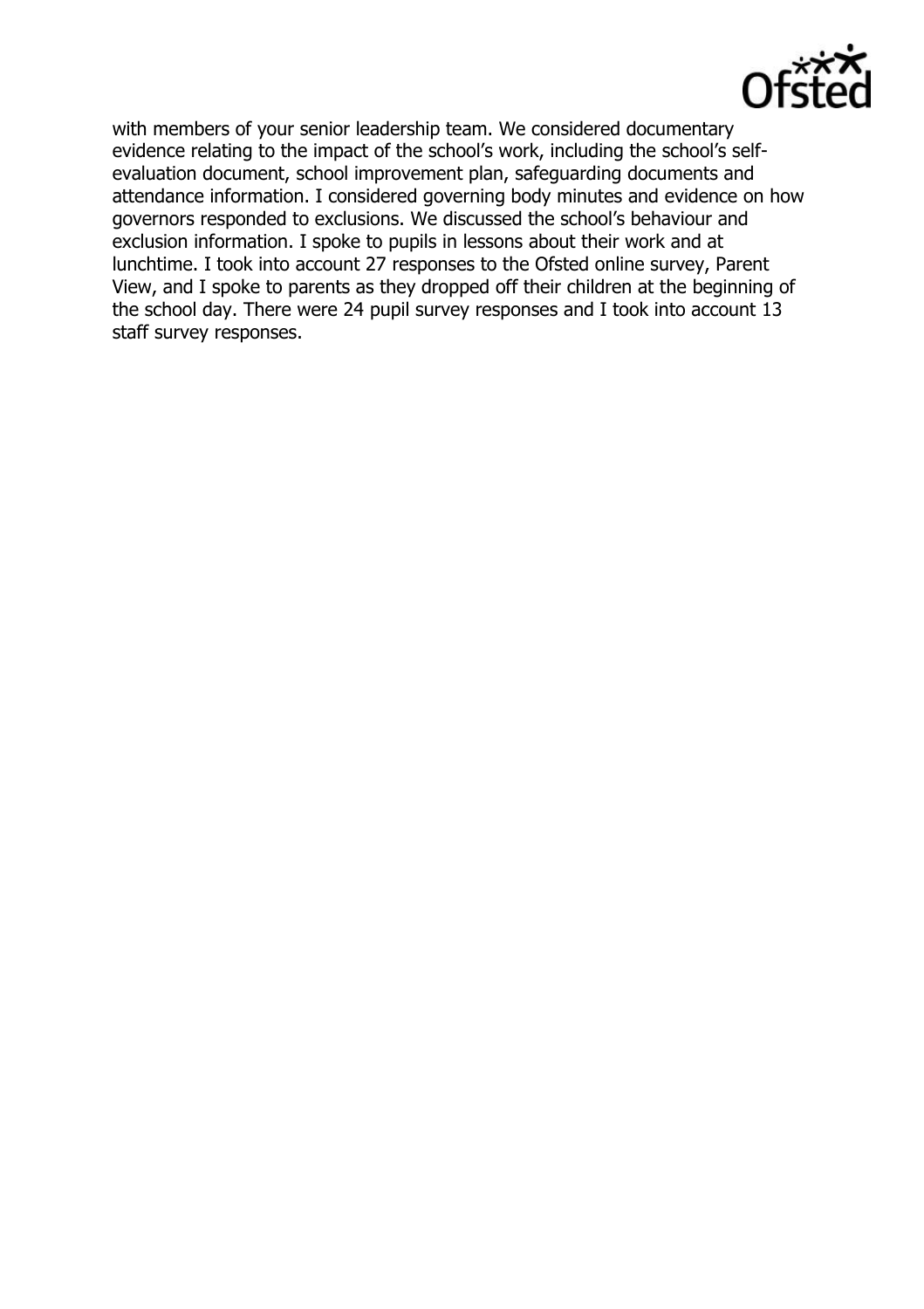with members of your senior leadership team. We considered documentary evidence relating to the impact of the school's work, including the school's self-evaluation document, school improvement plan, safeguarding documents and attendance information. I considered governing body minutes and evidence on how governors responded to exclusions. We discussed the school's behaviour and exclusion information. I spoke to pupils in lessons about their work and at lunchtime. I took into account 27 responses to the Ofsted online survey, Parent View, and I spoke to parents as they dropped off their children at the beginning of the school day. There were 24 pupil survey responses and I took into account 13 staff survey responses.